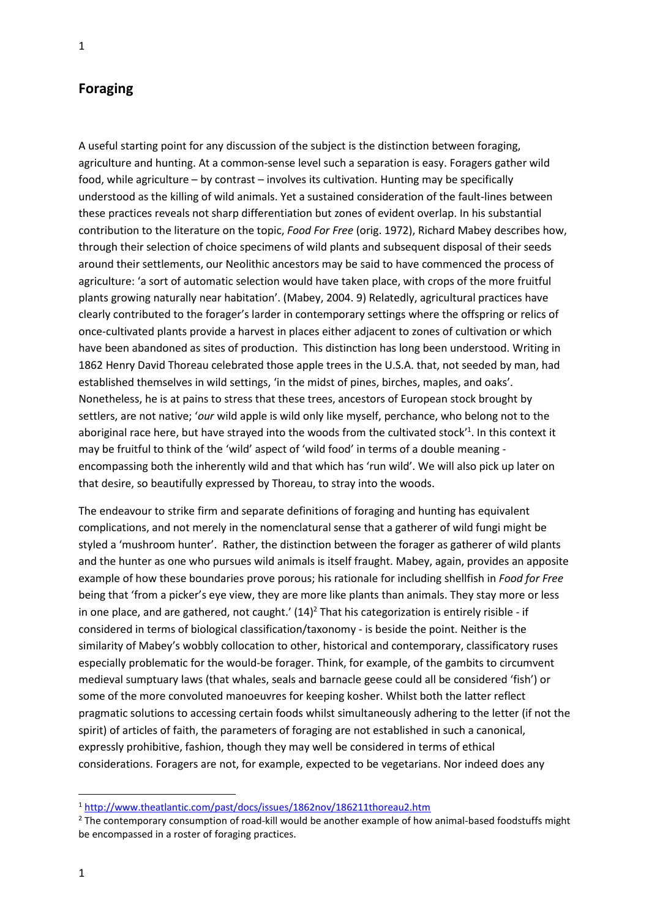# Foraging

A useful starting point for any discussion of the subject is the distinction between foraging, agriculture and hunting. At a common-sense level such a separation is easy. Foragers gather wild food, while agriculture – by contrast – involves its cultivation. Hunting may be specifically understood as the killing of wild animals. Yet a sustained consideration of the fault-lines between these practices reveals not sharp differentiation but zones of evident overlap. In his substantial contribution to the literature on the topic, *Food For Free* (orig. 1972), Richard Mabey describes how, through their selection of choice specimens of wild plants and subsequent disposal of their seeds around their settlements, our Neolithic ancestors may be said to have commenced the process of agriculture: 'a sort of automatic selection would have taken place, with crops of the more fruitful plants growing naturally near habitation'. (Mabey, 2004. 9) Relatedly, agricultural practices have clearly contributed to the forager's larder in contemporary settings where the offspring or relics of once-cultivated plants provide a harvest in places either adjacent to zones of cultivation or which have been abandoned as sites of production. This distinction has long been understood. Writing in 1862 Henry David Thoreau celebrated those apple trees in the U.S.A. that, not seeded by man, had established themselves in wild settings, 'in the midst of pines, birches, maples, and oaks'. Nonetheless, he is at pains to stress that these trees, ancestors of European stock brought by settlers, are not native; '*our* wild apple is wild only like myself, perchance, who belong not to the aboriginal race here, but have strayed into the woods from the cultivated stock'[1]. In this context it may be fruitful to think of the 'wild' aspect of 'wild food' in terms of a double meaning - encompassing both the inherently wild and that which has 'run wild'. We will also pick up later on that desire, so beautifully expressed by Thoreau, to stray into the woods.

The endeavour to strike firm and separate definitions of foraging and hunting has equivalent complications, and not merely in the nomenclatural sense that a gatherer of wild fungi might be styled a 'mushroom hunter'. Rather, the distinction between the forager as gatherer of wild plants and the hunter as one who pursues wild animals is itself fraught. Mabey, again, provides an apposite example of how these boundaries prove porous; his rationale for including shellfish in *Food for Free* being that 'from a picker's eye view, they are more like plants than animals. They stay more or less in one place, and are gathered, not caught.' (14)[2] That his categorization is entirely risible - if considered in terms of biological classification/taxonomy - is beside the point. Neither is the similarity of Mabey's wobbly collocation to other, historical and contemporary, classificatory ruses especially problematic for the would-be forager. Think, for example, of the gambits to circumvent medieval sumptuary laws (that whales, seals and barnacle geese could all be considered 'fish') or some of the more convoluted manoeuvres for keeping kosher. Whilst both the latter reflect pragmatic solutions to accessing certain foods whilst simultaneously adhering to the letter (if not the spirit) of articles of faith, the parameters of foraging are not established in such a canonical, expressly prohibitive, fashion, though they may well be considered in terms of ethical considerations. Foragers are not, for example, expected to be vegetarians. Nor indeed does any

---

[1] http://www.theatlantic.com/past/docs/issues/1862nov/186211thoreau2.htm

[2] The contemporary consumption of road-kill would be another example of how animal-based foodstuffs might be encompassed in a roster of foraging practices.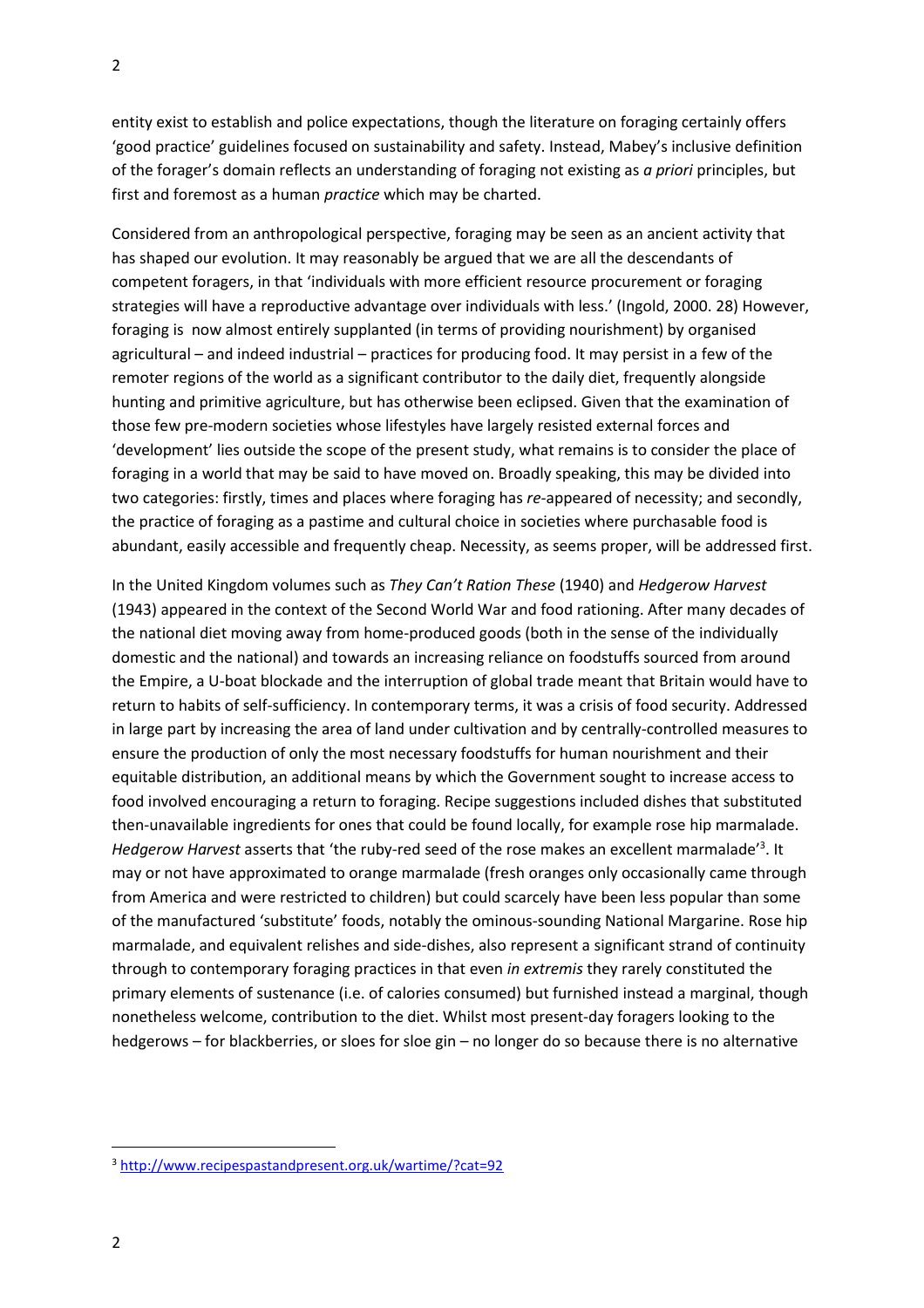entity exist to establish and police expectations, though the literature on foraging certainly offers 'good practice' guidelines focused on sustainability and safety. Instead, Mabey's inclusive definition of the forager's domain reflects an understanding of foraging not existing as *a priori* principles, but first and foremost as a human *practice* which may be charted.

Considered from an anthropological perspective, foraging may be seen as an ancient activity that has shaped our evolution. It may reasonably be argued that we are all the descendants of competent foragers, in that 'individuals with more efficient resource procurement or foraging strategies will have a reproductive advantage over individuals with less.' (Ingold, 2000. 28) However, foraging is now almost entirely supplanted (in terms of providing nourishment) by organised agricultural – and indeed industrial – practices for producing food. It may persist in a few of the remoter regions of the world as a significant contributor to the daily diet, frequently alongside hunting and primitive agriculture, but has otherwise been eclipsed. Given that the examination of those few pre-modern societies whose lifestyles have largely resisted external forces and 'development' lies outside the scope of the present study, what remains is to consider the place of foraging in a world that may be said to have moved on. Broadly speaking, this may be divided into two categories: firstly, times and places where foraging has *re*-appeared of necessity; and secondly, the practice of foraging as a pastime and cultural choice in societies where purchasable food is abundant, easily accessible and frequently cheap. Necessity, as seems proper, will be addressed first.

In the United Kingdom volumes such as *They Can't Ration These* (1940) and *Hedgerow Harvest* (1943) appeared in the context of the Second World War and food rationing. After many decades of the national diet moving away from home-produced goods (both in the sense of the individually domestic and the national) and towards an increasing reliance on foodstuffs sourced from around the Empire, a U-boat blockade and the interruption of global trade meant that Britain would have to return to habits of self-sufficiency. In contemporary terms, it was a crisis of food security. Addressed in large part by increasing the area of land under cultivation and by centrally-controlled measures to ensure the production of only the most necessary foodstuffs for human nourishment and their equitable distribution, an additional means by which the Government sought to increase access to food involved encouraging a return to foraging. Recipe suggestions included dishes that substituted then-unavailable ingredients for ones that could be found locally, for example rose hip marmalade. *Hedgerow Harvest* asserts that 'the ruby-red seed of the rose makes an excellent marmalade'[3]. It may or not have approximated to orange marmalade (fresh oranges only occasionally came through from America and were restricted to children) but could scarcely have been less popular than some of the manufactured 'substitute' foods, notably the ominous-sounding National Margarine. Rose hip marmalade, and equivalent relishes and side-dishes, also represent a significant strand of continuity through to contemporary foraging practices in that even *in extremis* they rarely constituted the primary elements of sustenance (i.e. of calories consumed) but furnished instead a marginal, though nonetheless welcome, contribution to the diet. Whilst most present-day foragers looking to the hedgerows – for blackberries, or sloes for sloe gin – no longer do so because there is no alternative

[3] http://www.recipespastandpresent.org.uk/wartime/?cat=92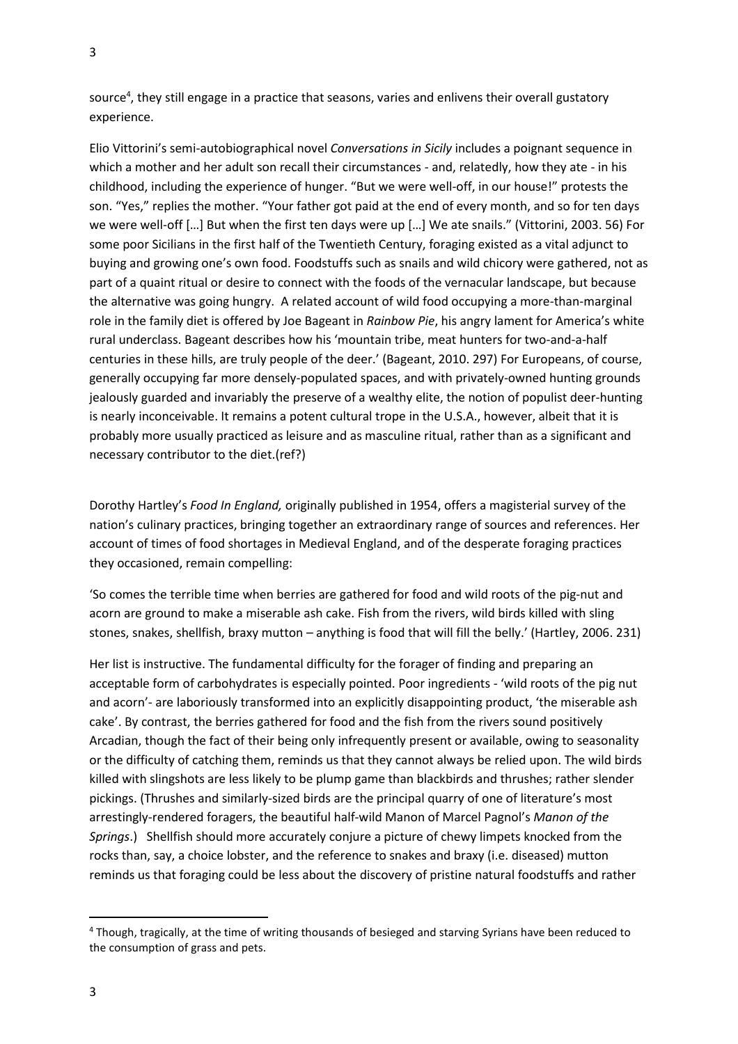source[4], they still engage in a practice that seasons, varies and enlivens their overall gustatory experience.

Elio Vittorini's semi-autobiographical novel *Conversations in Sicily* includes a poignant sequence in which a mother and her adult son recall their circumstances - and, relatedly, how they ate - in his childhood, including the experience of hunger. "But we were well-off, in our house!" protests the son. "Yes," replies the mother. "Your father got paid at the end of every month, and so for ten days we were well-off […] But when the first ten days were up […] We ate snails." (Vittorini, 2003. 56) For some poor Sicilians in the first half of the Twentieth Century, foraging existed as a vital adjunct to buying and growing one's own food. Foodstuffs such as snails and wild chicory were gathered, not as part of a quaint ritual or desire to connect with the foods of the vernacular landscape, but because the alternative was going hungry. A related account of wild food occupying a more-than-marginal role in the family diet is offered by Joe Bageant in *Rainbow Pie*, his angry lament for America's white rural underclass. Bageant describes how his 'mountain tribe, meat hunters for two-and-a-half centuries in these hills, are truly people of the deer.' (Bageant, 2010. 297) For Europeans, of course, generally occupying far more densely-populated spaces, and with privately-owned hunting grounds jealously guarded and invariably the preserve of a wealthy elite, the notion of populist deer-hunting is nearly inconceivable. It remains a potent cultural trope in the U.S.A., however, albeit that it is probably more usually practiced as leisure and as masculine ritual, rather than as a significant and necessary contributor to the diet.(ref?)

Dorothy Hartley's *Food In England,* originally published in 1954, offers a magisterial survey of the nation's culinary practices, bringing together an extraordinary range of sources and references. Her account of times of food shortages in Medieval England, and of the desperate foraging practices they occasioned, remain compelling:

'So comes the terrible time when berries are gathered for food and wild roots of the pig-nut and acorn are ground to make a miserable ash cake. Fish from the rivers, wild birds killed with sling stones, snakes, shellfish, braxy mutton – anything is food that will fill the belly.' (Hartley, 2006. 231)

Her list is instructive. The fundamental difficulty for the forager of finding and preparing an acceptable form of carbohydrates is especially pointed. Poor ingredients - 'wild roots of the pig nut and acorn'- are laboriously transformed into an explicitly disappointing product, 'the miserable ash cake'. By contrast, the berries gathered for food and the fish from the rivers sound positively Arcadian, though the fact of their being only infrequently present or available, owing to seasonality or the difficulty of catching them, reminds us that they cannot always be relied upon. The wild birds killed with slingshots are less likely to be plump game than blackbirds and thrushes; rather slender pickings. (Thrushes and similarly-sized birds are the principal quarry of one of literature's most arrestingly-rendered foragers, the beautiful half-wild Manon of Marcel Pagnol's *Manon of the Springs*.) Shellfish should more accurately conjure a picture of chewy limpets knocked from the rocks than, say, a choice lobster, and the reference to snakes and braxy (i.e. diseased) mutton reminds us that foraging could be less about the discovery of pristine natural foodstuffs and rather

[4] Though, tragically, at the time of writing thousands of besieged and starving Syrians have been reduced to the consumption of grass and pets.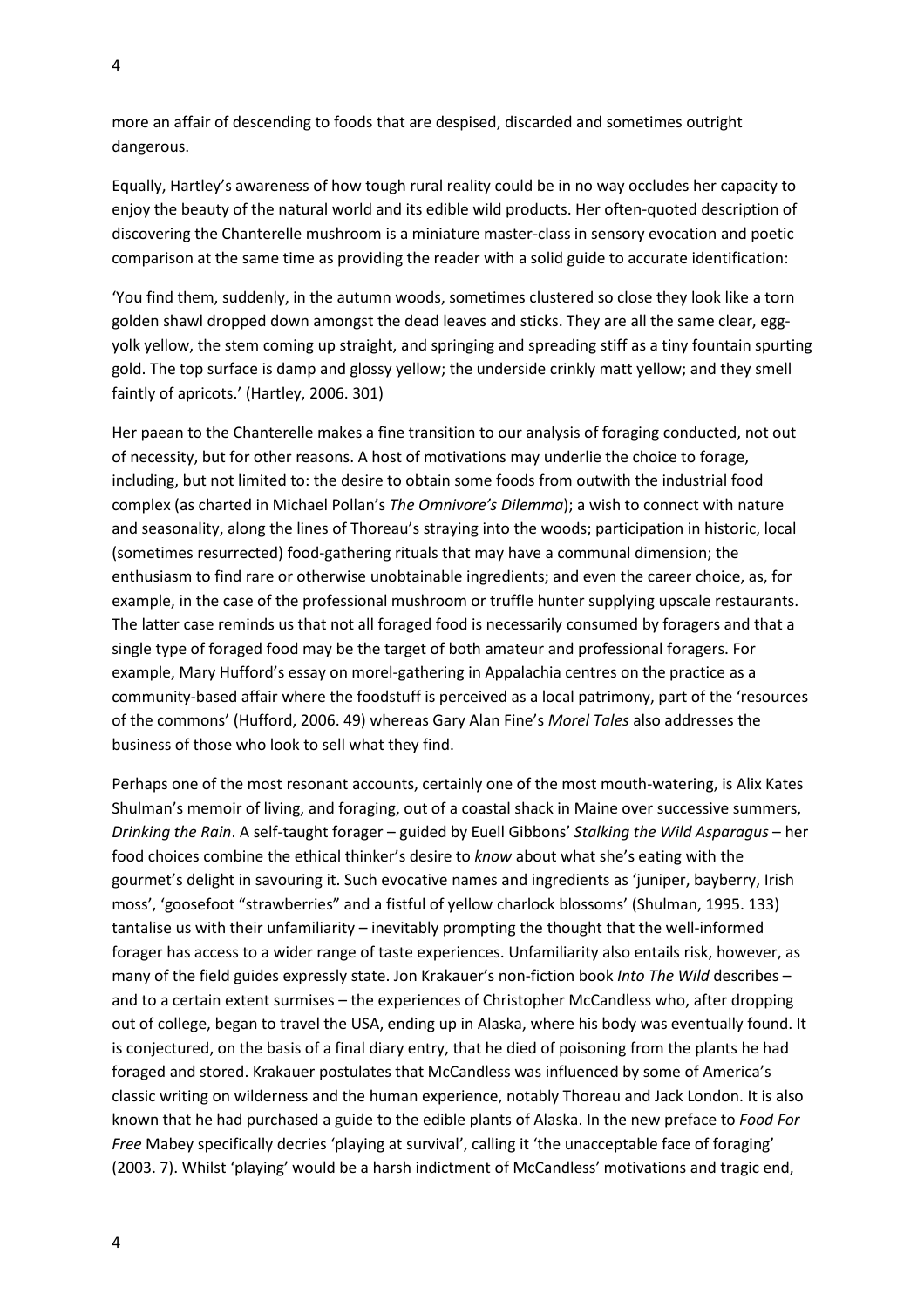more an affair of descending to foods that are despised, discarded and sometimes outright dangerous.

Equally, Hartley's awareness of how tough rural reality could be in no way occludes her capacity to enjoy the beauty of the natural world and its edible wild products. Her often-quoted description of discovering the Chanterelle mushroom is a miniature master-class in sensory evocation and poetic comparison at the same time as providing the reader with a solid guide to accurate identification:

'You find them, suddenly, in the autumn woods, sometimes clustered so close they look like a torn golden shawl dropped down amongst the dead leaves and sticks. They are all the same clear, egg-yolk yellow, the stem coming up straight, and springing and spreading stiff as a tiny fountain spurting gold. The top surface is damp and glossy yellow; the underside crinkly matt yellow; and they smell faintly of apricots.' (Hartley, 2006. 301)

Her paean to the Chanterelle makes a fine transition to our analysis of foraging conducted, not out of necessity, but for other reasons. A host of motivations may underlie the choice to forage, including, but not limited to: the desire to obtain some foods from outwith the industrial food complex (as charted in Michael Pollan's *The Omnivore's Dilemma*); a wish to connect with nature and seasonality, along the lines of Thoreau's straying into the woods; participation in historic, local (sometimes resurrected) food-gathering rituals that may have a communal dimension; the enthusiasm to find rare or otherwise unobtainable ingredients; and even the career choice, as, for example, in the case of the professional mushroom or truffle hunter supplying upscale restaurants. The latter case reminds us that not all foraged food is necessarily consumed by foragers and that a single type of foraged food may be the target of both amateur and professional foragers. For example, Mary Hufford's essay on morel-gathering in Appalachia centres on the practice as a community-based affair where the foodstuff is perceived as a local patrimony, part of the 'resources of the commons' (Hufford, 2006. 49) whereas Gary Alan Fine's *Morel Tales* also addresses the business of those who look to sell what they find.

Perhaps one of the most resonant accounts, certainly one of the most mouth-watering, is Alix Kates Shulman's memoir of living, and foraging, out of a coastal shack in Maine over successive summers, *Drinking the Rain*. A self-taught forager – guided by Euell Gibbons' *Stalking the Wild Asparagus* – her food choices combine the ethical thinker's desire to *know* about what she's eating with the gourmet's delight in savouring it. Such evocative names and ingredients as 'juniper, bayberry, Irish moss', 'goosefoot "strawberries" and a fistful of yellow charlock blossoms' (Shulman, 1995. 133) tantalise us with their unfamiliarity – inevitably prompting the thought that the well-informed forager has access to a wider range of taste experiences. Unfamiliarity also entails risk, however, as many of the field guides expressly state. Jon Krakauer's non-fiction book *Into The Wild* describes – and to a certain extent surmises – the experiences of Christopher McCandless who, after dropping out of college, began to travel the USA, ending up in Alaska, where his body was eventually found. It is conjectured, on the basis of a final diary entry, that he died of poisoning from the plants he had foraged and stored. Krakauer postulates that McCandless was influenced by some of America's classic writing on wilderness and the human experience, notably Thoreau and Jack London. It is also known that he had purchased a guide to the edible plants of Alaska. In the new preface to *Food For Free* Mabey specifically decries 'playing at survival', calling it 'the unacceptable face of foraging' (2003. 7). Whilst 'playing' would be a harsh indictment of McCandless' motivations and tragic end,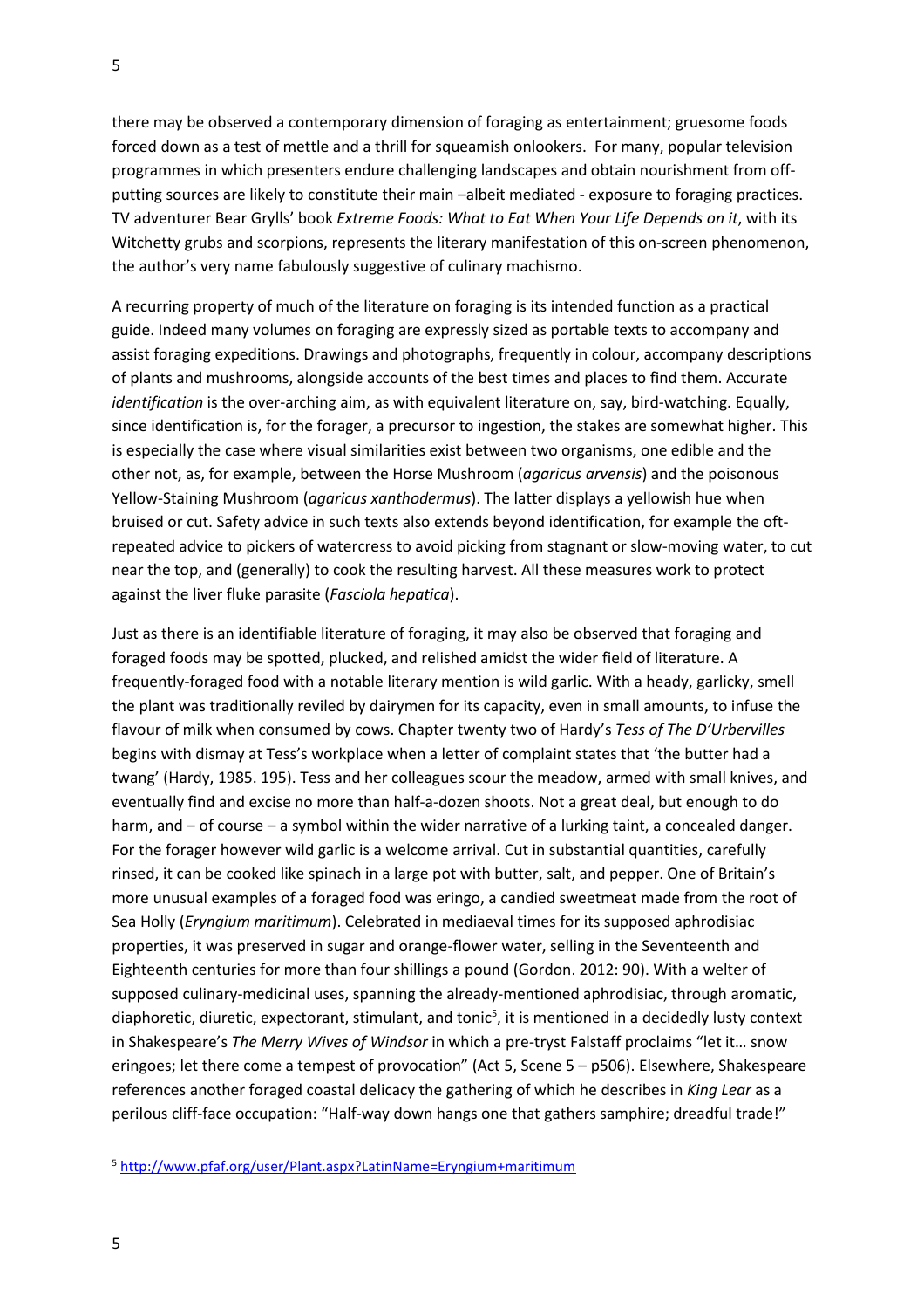there may be observed a contemporary dimension of foraging as entertainment; gruesome foods forced down as a test of mettle and a thrill for squeamish onlookers. For many, popular television programmes in which presenters endure challenging landscapes and obtain nourishment from off-putting sources are likely to constitute their main –albeit mediated - exposure to foraging practices. TV adventurer Bear Grylls' book *Extreme Foods: What to Eat When Your Life Depends on it*, with its Witchetty grubs and scorpions, represents the literary manifestation of this on-screen phenomenon, the author's very name fabulously suggestive of culinary machismo.

A recurring property of much of the literature on foraging is its intended function as a practical guide. Indeed many volumes on foraging are expressly sized as portable texts to accompany and assist foraging expeditions. Drawings and photographs, frequently in colour, accompany descriptions of plants and mushrooms, alongside accounts of the best times and places to find them. Accurate *identification* is the over-arching aim, as with equivalent literature on, say, bird-watching. Equally, since identification is, for the forager, a precursor to ingestion, the stakes are somewhat higher. This is especially the case where visual similarities exist between two organisms, one edible and the other not, as, for example, between the Horse Mushroom (*agaricus arvensis*) and the poisonous Yellow-Staining Mushroom (*agaricus xanthodermus*). The latter displays a yellowish hue when bruised or cut. Safety advice in such texts also extends beyond identification, for example the oft-repeated advice to pickers of watercress to avoid picking from stagnant or slow-moving water, to cut near the top, and (generally) to cook the resulting harvest. All these measures work to protect against the liver fluke parasite (*Fasciola hepatica*).

Just as there is an identifiable literature of foraging, it may also be observed that foraging and foraged foods may be spotted, plucked, and relished amidst the wider field of literature. A frequently-foraged food with a notable literary mention is wild garlic. With a heady, garlicky, smell the plant was traditionally reviled by dairymen for its capacity, even in small amounts, to infuse the flavour of milk when consumed by cows. Chapter twenty two of Hardy's *Tess of The D'Urbervilles* begins with dismay at Tess's workplace when a letter of complaint states that 'the butter had a twang' (Hardy, 1985. 195). Tess and her colleagues scour the meadow, armed with small knives, and eventually find and excise no more than half-a-dozen shoots. Not a great deal, but enough to do harm, and – of course – a symbol within the wider narrative of a lurking taint, a concealed danger. For the forager however wild garlic is a welcome arrival. Cut in substantial quantities, carefully rinsed, it can be cooked like spinach in a large pot with butter, salt, and pepper. One of Britain's more unusual examples of a foraged food was eringo, a candied sweetmeat made from the root of Sea Holly (*Eryngium maritimum*). Celebrated in mediaeval times for its supposed aphrodisiac properties, it was preserved in sugar and orange-flower water, selling in the Seventeenth and Eighteenth centuries for more than four shillings a pound (Gordon. 2012: 90). With a welter of supposed culinary-medicinal uses, spanning the already-mentioned aphrodisiac, through aromatic, diaphoretic, diuretic, expectorant, stimulant, and tonic[5], it is mentioned in a decidedly lusty context in Shakespeare's *The Merry Wives of Windsor* in which a pre-tryst Falstaff proclaims "let it… snow eringoes; let there come a tempest of provocation" (Act 5, Scene 5 – p506). Elsewhere, Shakespeare references another foraged coastal delicacy the gathering of which he describes in *King Lear* as a perilous cliff-face occupation: "Half-way down hangs one that gathers samphire; dreadful trade!"

---

[5] http://www.pfaf.org/user/Plant.aspx?LatinName=Eryngium+maritimum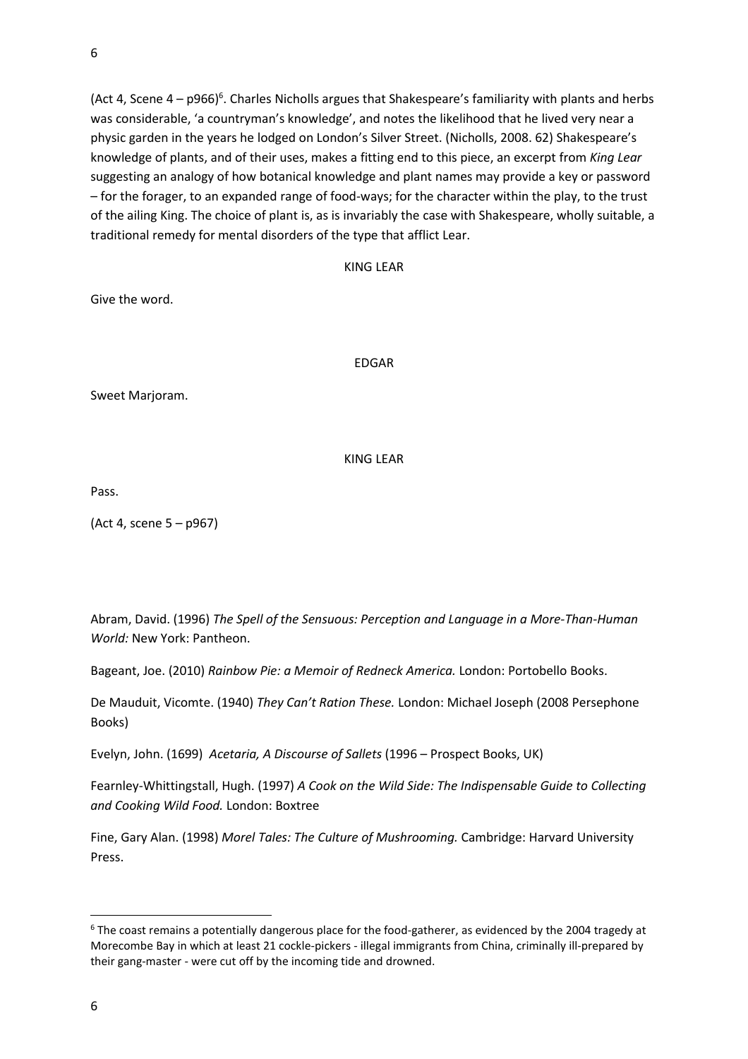(Act 4, Scene 4 – p966)[6]. Charles Nicholls argues that Shakespeare's familiarity with plants and herbs was considerable, 'a countryman's knowledge', and notes the likelihood that he lived very near a physic garden in the years he lodged on London's Silver Street. (Nicholls, 2008. 62) Shakespeare's knowledge of plants, and of their uses, makes a fitting end to this piece, an excerpt from *King Lear* suggesting an analogy of how botanical knowledge and plant names may provide a key or password – for the forager, to an expanded range of food-ways; for the character within the play, to the trust of the ailing King. The choice of plant is, as is invariably the case with Shakespeare, wholly suitable, a traditional remedy for mental disorders of the type that afflict Lear.

KING LEAR

Give the word.

EDGAR

Sweet Marjoram.

KING LEAR

Pass.

(Act 4, scene 5 – p967)

Abram, David. (1996) *The Spell of the Sensuous: Perception and Language in a More-Than-Human World:* New York: Pantheon.

Bageant, Joe. (2010) *Rainbow Pie: a Memoir of Redneck America.* London: Portobello Books.

De Mauduit, Vicomte. (1940) *They Can't Ration These.* London: Michael Joseph (2008 Persephone Books)

Evelyn, John. (1699) *Acetaria, A Discourse of Sallets* (1996 – Prospect Books, UK)

Fearnley-Whittingstall, Hugh. (1997) *A Cook on the Wild Side: The Indispensable Guide to Collecting and Cooking Wild Food.* London: Boxtree

Fine, Gary Alan. (1998) *Morel Tales: The Culture of Mushrooming.* Cambridge: Harvard University Press.

[6] The coast remains a potentially dangerous place for the food-gatherer, as evidenced by the 2004 tragedy at Morecombe Bay in which at least 21 cockle-pickers - illegal immigrants from China, criminally ill-prepared by their gang-master - were cut off by the incoming tide and drowned.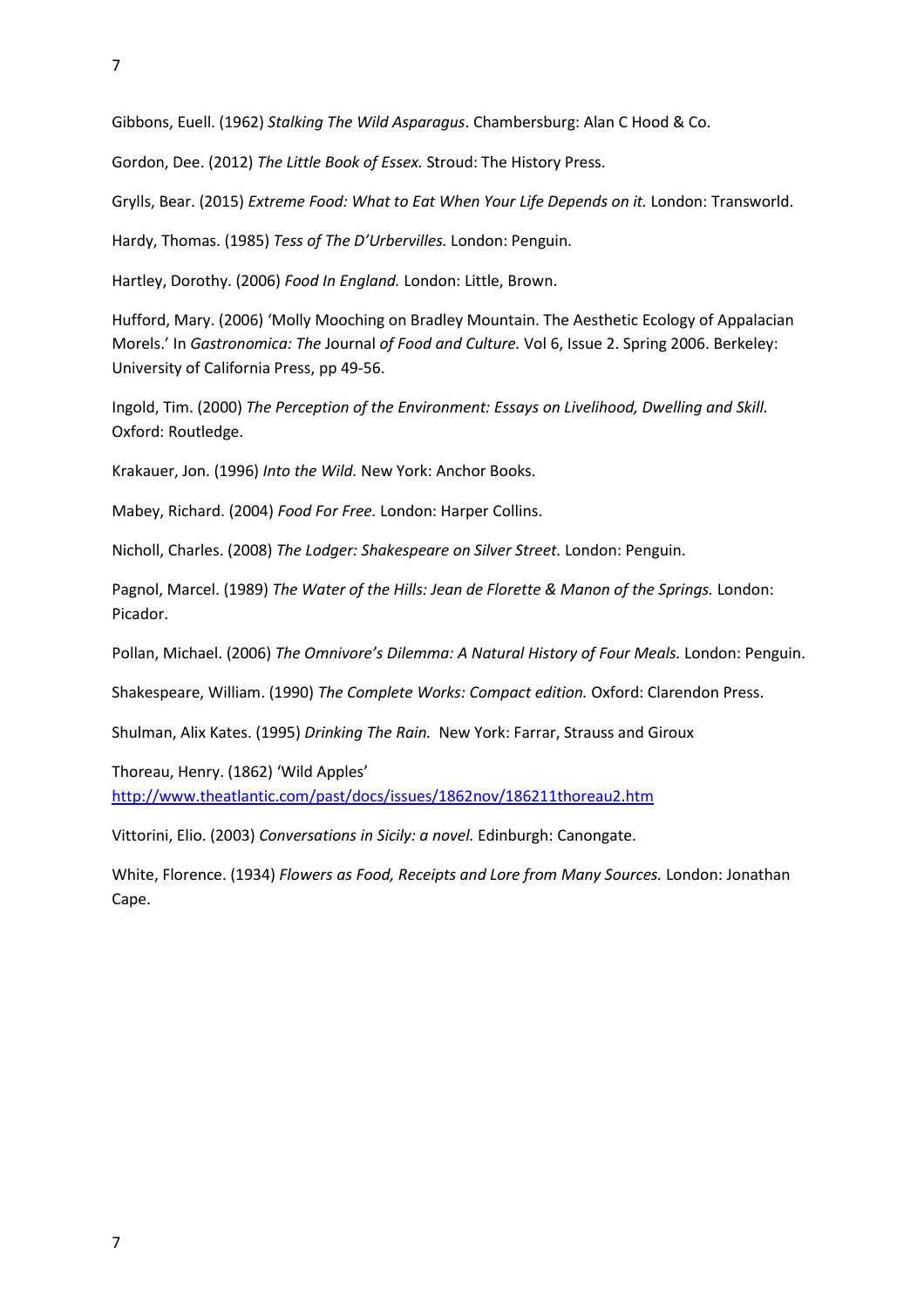Gibbons, Euell. (1962) *Stalking The Wild Asparagus*. Chambersburg: Alan C Hood & Co.

Gordon, Dee. (2012) *The Little Book of Essex.* Stroud: The History Press.

Grylls, Bear. (2015) *Extreme Food: What to Eat When Your Life Depends on it.* London: Transworld.

Hardy, Thomas. (1985) *Tess of The D'Urbervilles.* London: Penguin.

Hartley, Dorothy. (2006) *Food In England.* London: Little, Brown.

Hufford, Mary. (2006) 'Molly Mooching on Bradley Mountain. The Aesthetic Ecology of Appalacian Morels.' In *Gastronomica: The* Journal *of Food and Culture.* Vol 6, Issue 2. Spring 2006. Berkeley: University of California Press, pp 49-56.

Ingold, Tim. (2000) *The Perception of the Environment: Essays on Livelihood, Dwelling and Skill.* Oxford: Routledge.

Krakauer, Jon. (1996) *Into the Wild.* New York: Anchor Books.

Mabey, Richard. (2004) *Food For Free.* London: Harper Collins.

Nicholl, Charles. (2008) *The Lodger: Shakespeare on Silver Street.* London: Penguin.

Pagnol, Marcel. (1989) *The Water of the Hills: Jean de Florette & Manon of the Springs.* London: Picador.

Pollan, Michael. (2006) *The Omnivore's Dilemma: A Natural History of Four Meals.* London: Penguin.

Shakespeare, William. (1990) *The Complete Works: Compact edition.* Oxford: Clarendon Press.

Shulman, Alix Kates. (1995) *Drinking The Rain.* New York: Farrar, Strauss and Giroux

Thoreau, Henry. (1862) 'Wild Apples' http://www.theatlantic.com/past/docs/issues/1862nov/186211thoreau2.htm

Vittorini, Elio. (2003) *Conversations in Sicily: a novel.* Edinburgh: Canongate.

White, Florence. (1934) *Flowers as Food, Receipts and Lore from Many Sources.* London: Jonathan Cape.